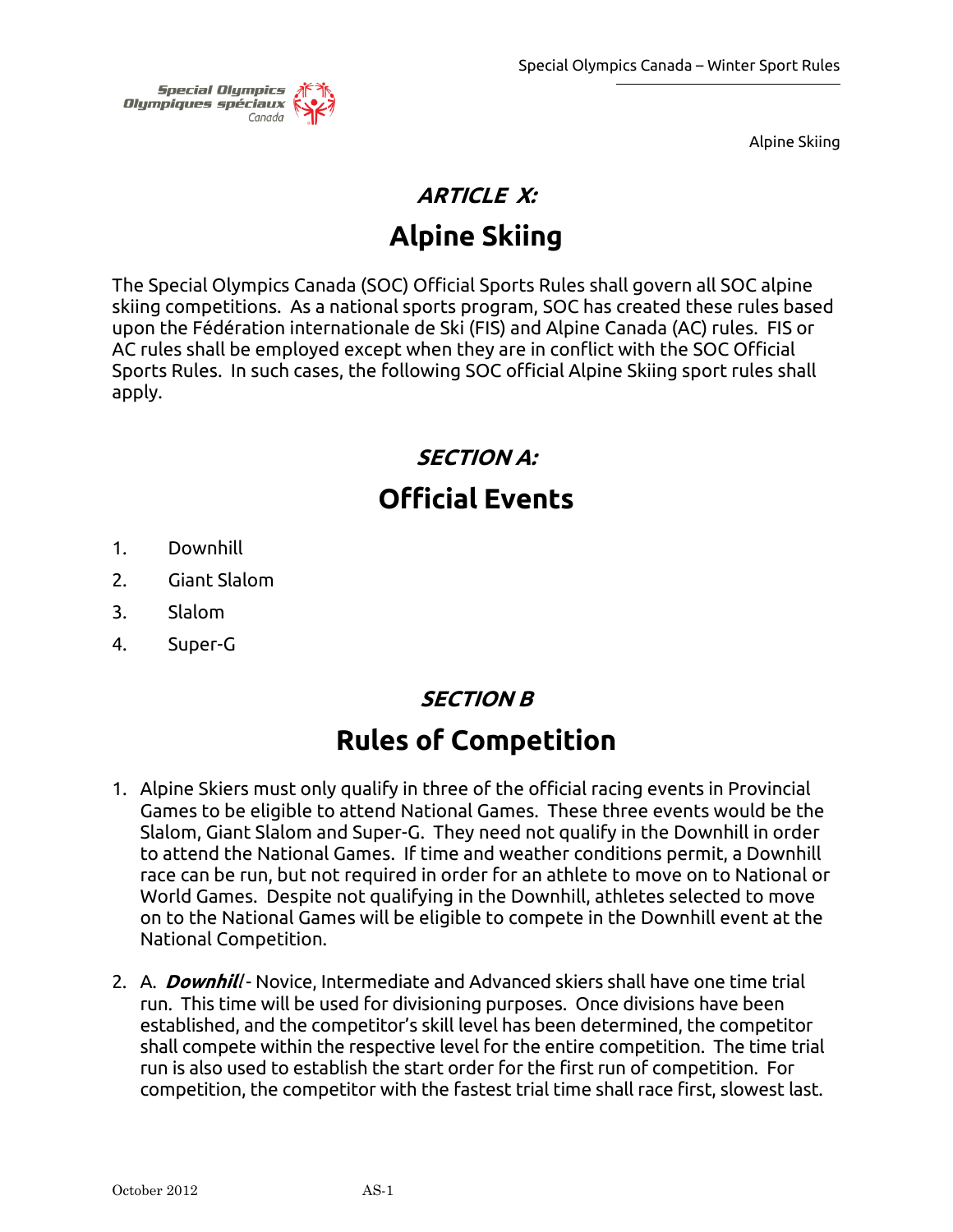# *ARTICLE X:*

# Alpine Skiing

The Special Olympics Canada (SOC) Official Sports Rules shall govern all SOC alpine skiing competitions. As a national sports program, SOC has created these rules based upon the Fédération internationale de Ski (FIS) and Alpine Canada (AC) rules. FIS or AC rules shall be employed except when they are in conflict with the SOC Official Sports Rules. In such cases, the following SOC official Alpine Skiing sport rules shall apply.

## *SECTION A:*

## Official Events

1. Downhill
2. Giant Slalom
3. Slalom
4. Super-G

## *SECTION B*

## Rules of Competition

1. Alpine Skiers must only qualify in three of the official racing events in Provincial Games to be eligible to attend National Games. These three events would be the Slalom, Giant Slalom and Super-G. They need not qualify in the Downhill in order to attend the National Games. If time and weather conditions permit, a Downhill race can be run, but not required in order for an athlete to move on to National or World Games. Despite not qualifying in the Downhill, athletes selected to move on to the National Games will be eligible to compete in the Downhill event at the National Competition.

2. A. ***Downhill*** - Novice, Intermediate and Advanced skiers shall have one time trial run. This time will be used for divisioning purposes. Once divisions have been established, and the competitor's skill level has been determined, the competitor shall compete within the respective level for the entire competition. The time trial run is also used to establish the start order for the first run of competition. For competition, the competitor with the fastest trial time shall race first, slowest last.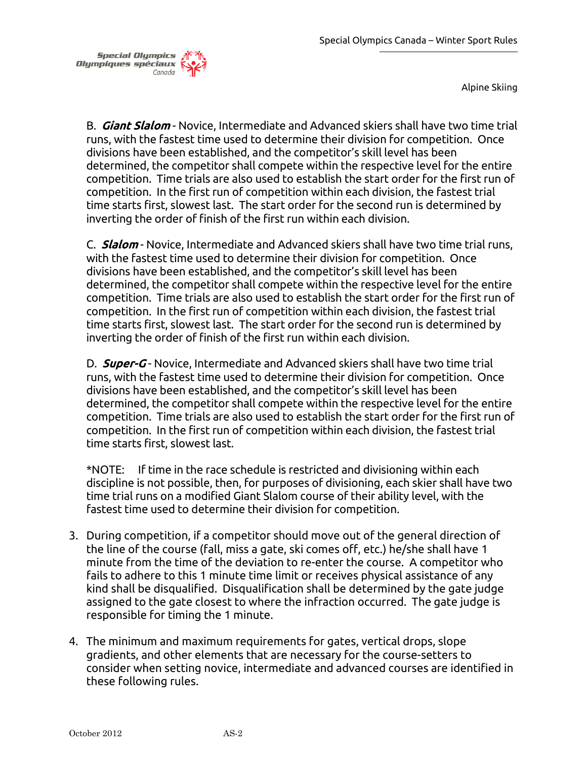B. ***Giant Slalom*** - Novice, Intermediate and Advanced skiers shall have two time trial runs, with the fastest time used to determine their division for competition. Once divisions have been established, and the competitor's skill level has been determined, the competitor shall compete within the respective level for the entire competition. Time trials are also used to establish the start order for the first run of competition. In the first run of competition within each division, the fastest trial time starts first, slowest last. The start order for the second run is determined by inverting the order of finish of the first run within each division.

C. ***Slalom*** - Novice, Intermediate and Advanced skiers shall have two time trial runs, with the fastest time used to determine their division for competition. Once divisions have been established, and the competitor's skill level has been determined, the competitor shall compete within the respective level for the entire competition. Time trials are also used to establish the start order for the first run of competition. In the first run of competition within each division, the fastest trial time starts first, slowest last. The start order for the second run is determined by inverting the order of finish of the first run within each division.

D. ***Super-G*** - Novice, Intermediate and Advanced skiers shall have two time trial runs, with the fastest time used to determine their division for competition. Once divisions have been established, and the competitor's skill level has been determined, the competitor shall compete within the respective level for the entire competition. Time trials are also used to establish the start order for the first run of competition. In the first run of competition within each division, the fastest trial time starts first, slowest last.

*NOTE: If time in the race schedule is restricted and divisioning within each discipline is not possible, then, for purposes of divisioning, each skier shall have two time trial runs on a modified Giant Slalom course of their ability level, with the fastest time used to determine their division for competition.

3. During competition, if a competitor should move out of the general direction of the line of the course (fall, miss a gate, ski comes off, etc.) he/she shall have 1 minute from the time of the deviation to re-enter the course. A competitor who fails to adhere to this 1 minute time limit or receives physical assistance of any kind shall be disqualified. Disqualification shall be determined by the gate judge assigned to the gate closest to where the infraction occurred. The gate judge is responsible for timing the 1 minute.

4. The minimum and maximum requirements for gates, vertical drops, slope gradients, and other elements that are necessary for the course-setters to consider when setting novice, intermediate and advanced courses are identified in these following rules.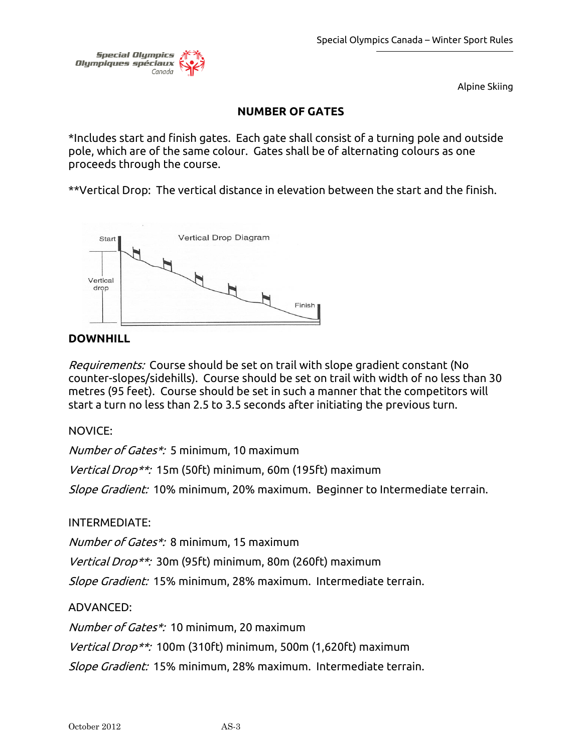## NUMBER OF GATES

*Includes start and finish gates. Each gate shall consist of a turning pole and outside pole, which are of the same colour. Gates shall be of alternating colours as one proceeds through the course.

**Vertical Drop: The vertical distance in elevation between the start and the finish.

### DOWNHILL

*Requirements:* Course should be set on trail with slope gradient constant (No counter-slopes/sidehills). Course should be set on trail with width of no less than 30 metres (95 feet). Course should be set in such a manner that the competitors will start a turn no less than 2.5 to 3.5 seconds after initiating the previous turn.

NOVICE:

*Number of Gates*:* 5 minimum, 10 maximum

*Vertical Drop**:* 15m (50ft) minimum, 60m (195ft) maximum

*Slope Gradient:* 10% minimum, 20% maximum. Beginner to Intermediate terrain.

INTERMEDIATE:

*Number of Gates*:* 8 minimum, 15 maximum

*Vertical Drop**:* 30m (95ft) minimum, 80m (260ft) maximum

*Slope Gradient:* 15% minimum, 28% maximum. Intermediate terrain.

ADVANCED:

*Number of Gates*:* 10 minimum, 20 maximum

*Vertical Drop**:* 100m (310ft) minimum, 500m (1,620ft) maximum

*Slope Gradient:* 15% minimum, 28% maximum. Intermediate terrain.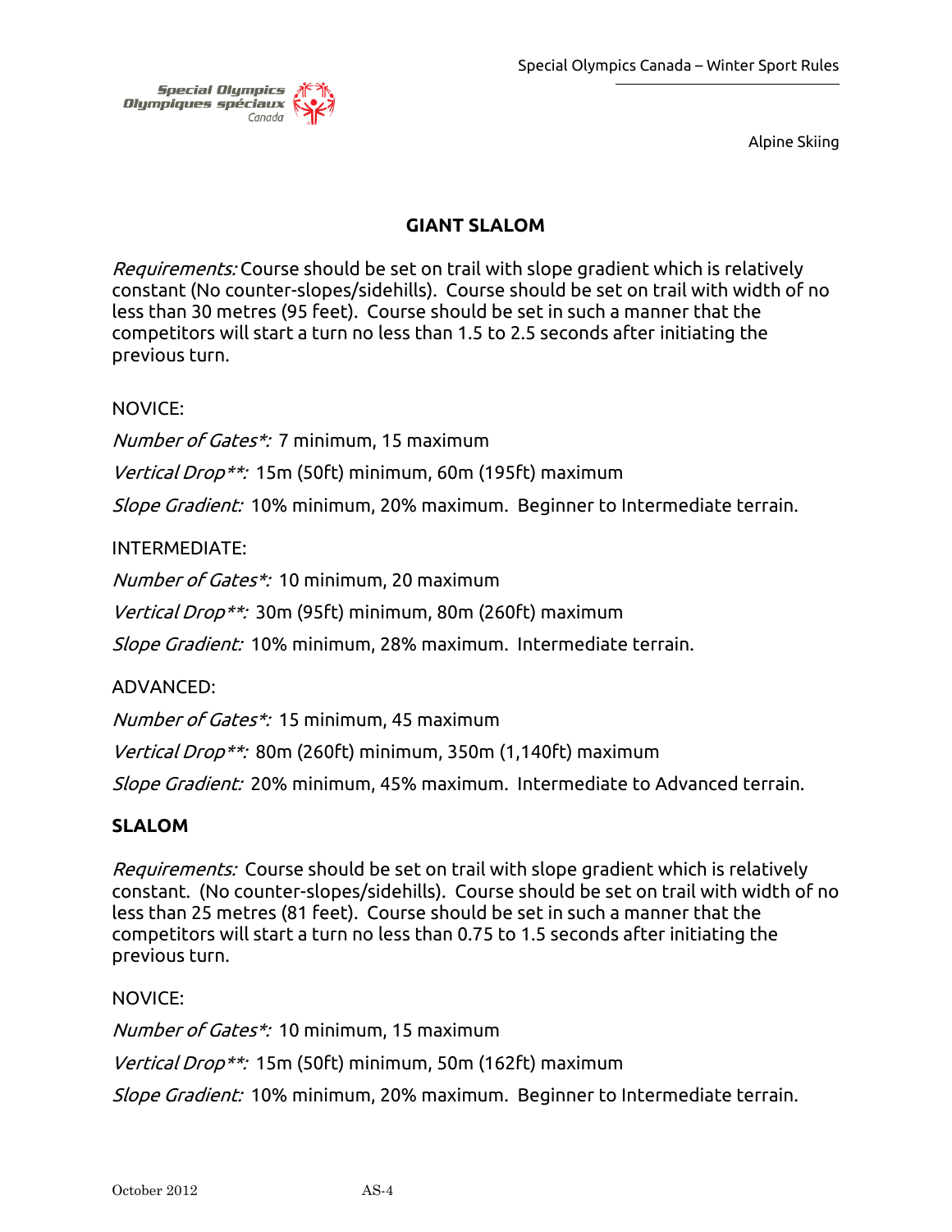## GIANT SLALOM

*Requirements:* Course should be set on trail with slope gradient which is relatively constant (No counter-slopes/sidehills). Course should be set on trail with width of no less than 30 metres (95 feet). Course should be set in such a manner that the competitors will start a turn no less than 1.5 to 2.5 seconds after initiating the previous turn.

NOVICE:

*Number of Gates*:* 7 minimum, 15 maximum

*Vertical Drop**:* 15m (50ft) minimum, 60m (195ft) maximum

*Slope Gradient:* 10% minimum, 20% maximum. Beginner to Intermediate terrain.

INTERMEDIATE:

*Number of Gates*:* 10 minimum, 20 maximum

*Vertical Drop**:* 30m (95ft) minimum, 80m (260ft) maximum

*Slope Gradient:* 10% minimum, 28% maximum. Intermediate terrain.

ADVANCED:

*Number of Gates*:* 15 minimum, 45 maximum

*Vertical Drop**:* 80m (260ft) minimum, 350m (1,140ft) maximum

*Slope Gradient:* 20% minimum, 45% maximum. Intermediate to Advanced terrain.

## SLALOM

*Requirements:* Course should be set on trail with slope gradient which is relatively constant. (No counter-slopes/sidehills). Course should be set on trail with width of no less than 25 metres (81 feet). Course should be set in such a manner that the competitors will start a turn no less than 0.75 to 1.5 seconds after initiating the previous turn.

NOVICE:

*Number of Gates*:* 10 minimum, 15 maximum

*Vertical Drop**:* 15m (50ft) minimum, 50m (162ft) maximum

*Slope Gradient:* 10% minimum, 20% maximum. Beginner to Intermediate terrain.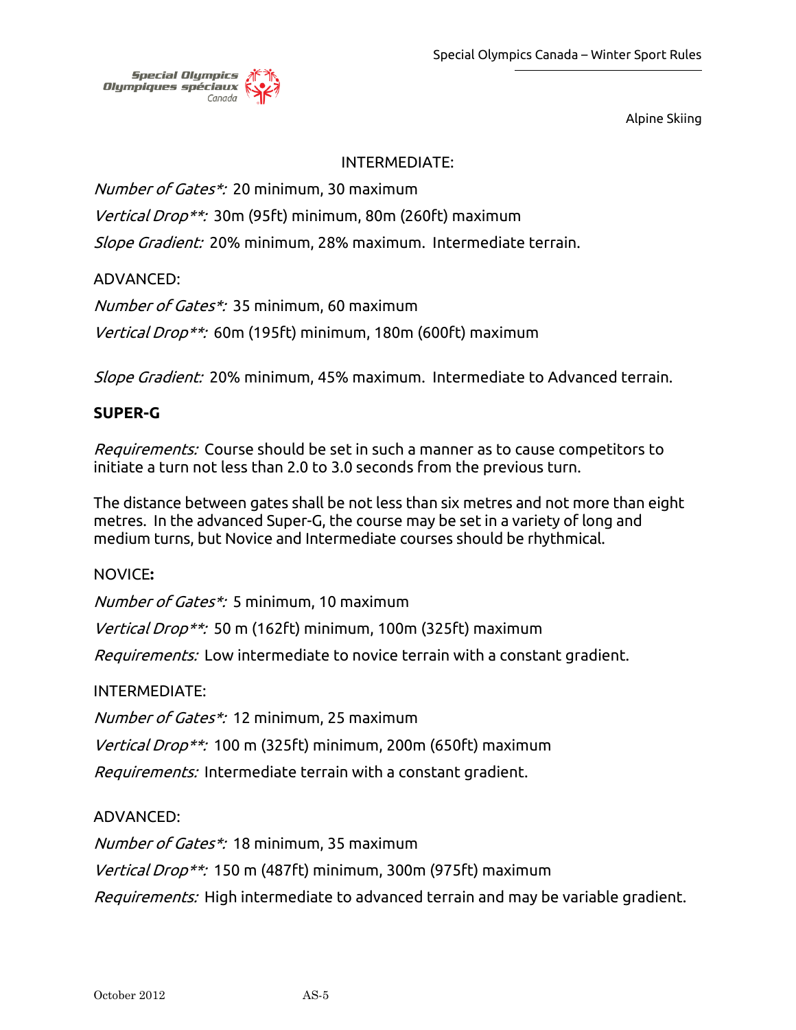INTERMEDIATE:

*Number of Gates*:* 20 minimum, 30 maximum

*Vertical Drop**:* 30m (95ft) minimum, 80m (260ft) maximum

*Slope Gradient:* 20% minimum, 28% maximum. Intermediate terrain.

ADVANCED:

*Number of Gates*:* 35 minimum, 60 maximum

*Vertical Drop**:* 60m (195ft) minimum, 180m (600ft) maximum

*Slope Gradient:* 20% minimum, 45% maximum. Intermediate to Advanced terrain.

**SUPER-G**

*Requirements:* Course should be set in such a manner as to cause competitors to initiate a turn not less than 2.0 to 3.0 seconds from the previous turn.

The distance between gates shall be not less than six metres and not more than eight metres. In the advanced Super-G, the course may be set in a variety of long and medium turns, but Novice and Intermediate courses should be rhythmical.

NOVICE**:**

*Number of Gates*:* 5 minimum, 10 maximum

*Vertical Drop**:* 50 m (162ft) minimum, 100m (325ft) maximum

*Requirements:* Low intermediate to novice terrain with a constant gradient.

INTERMEDIATE:

*Number of Gates*:* 12 minimum, 25 maximum

*Vertical Drop**:* 100 m (325ft) minimum, 200m (650ft) maximum

*Requirements:* Intermediate terrain with a constant gradient.

ADVANCED:

*Number of Gates*:* 18 minimum, 35 maximum

*Vertical Drop**:* 150 m (487ft) minimum, 300m (975ft) maximum

*Requirements:* High intermediate to advanced terrain and may be variable gradient.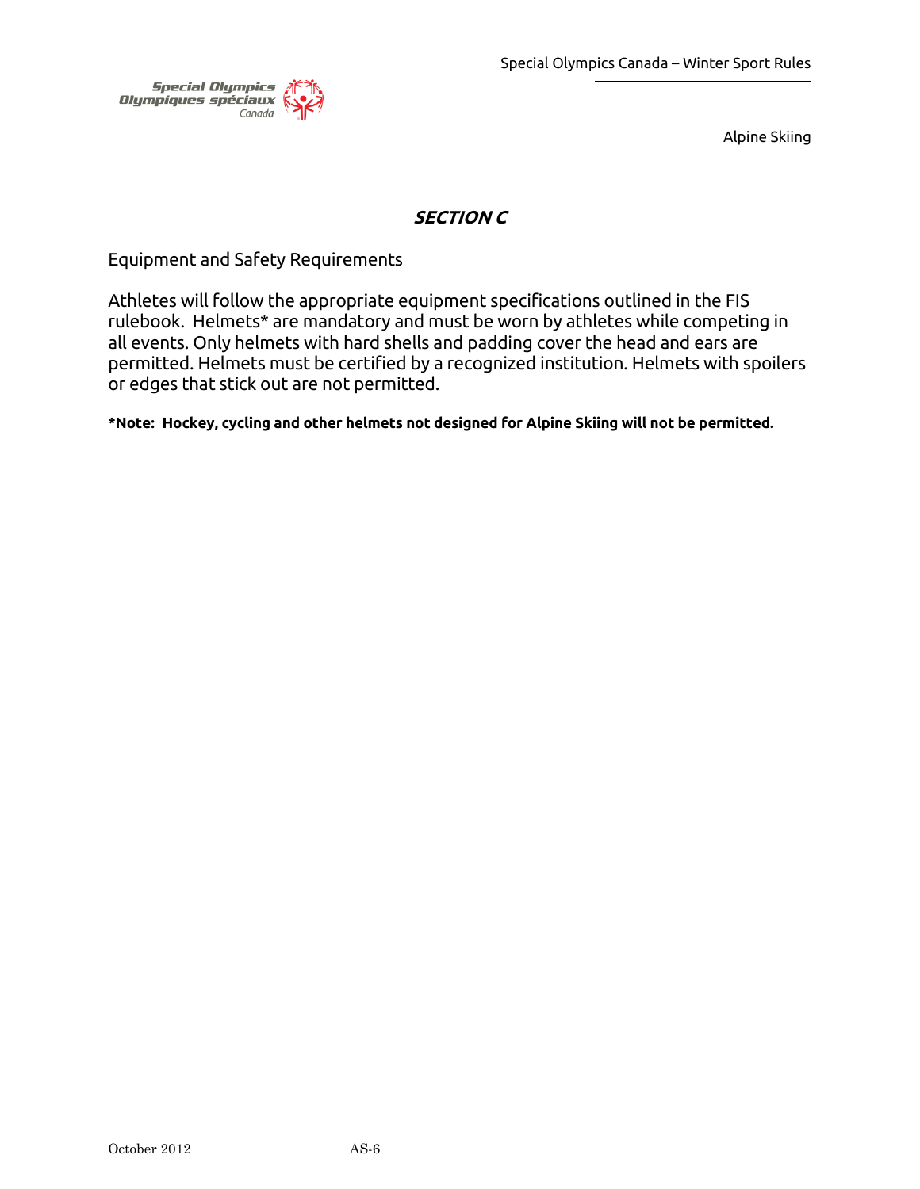## *SECTION C*

Equipment and Safety Requirements

Athletes will follow the appropriate equipment specifications outlined in the FIS rulebook. Helmets* are mandatory and must be worn by athletes while competing in all events. Only helmets with hard shells and padding cover the head and ears are permitted. Helmets must be certified by a recognized institution. Helmets with spoilers or edges that stick out are not permitted.

**\*Note: Hockey, cycling and other helmets not designed for Alpine Skiing will not be permitted.**